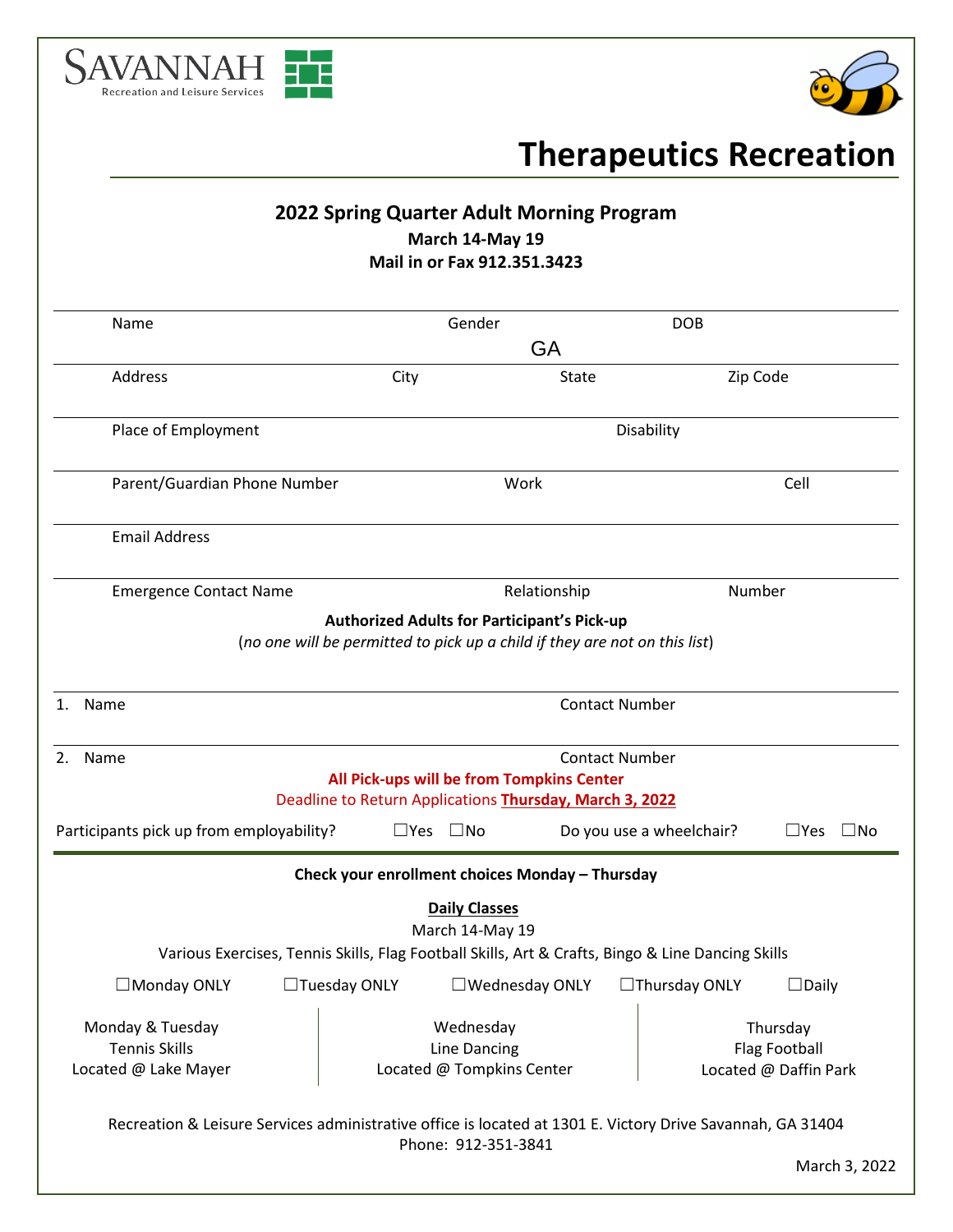SAVANNAH
Recreation and Leisure Services

# Therapeutics Recreation

## 2022 Spring Quarter Adult Morning Program

**March 14-May 19**

**Mail in or Fax 912.351.3423**

Name Gender DOB

GA

Address City State Zip Code

Place of Employment Disability

Parent/Guardian Phone Number Work Cell

Email Address

Emergence Contact Name Relationship Number

**Authorized Adults for Participant's Pick-up**

(*no one will be permitted to pick up a child if they are not on this list*)

1. Name Contact Number
2. Name Contact Number

**All Pick-ups will be from Tompkins Center**

Deadline to Return Applications **Thursday, March 3, 2022**

Participants pick up from employability? ☐Yes ☐No Do you use a wheelchair? ☐Yes ☐No

**Check your enrollment choices Monday – Thursday**

**Daily Classes**

March 14-May 19

Various Exercises, Tennis Skills, Flag Football Skills, Art & Crafts, Bingo & Line Dancing Skills

☐Monday ONLY ☐Tuesday ONLY ☐Wednesday ONLY ☐Thursday ONLY ☐Daily

| Monday & Tuesday | Wednesday | Thursday |
|---|---|---|
| Tennis Skills | Line Dancing | Flag Football |
| Located @ Lake Mayer | Located @ Tompkins Center | Located @ Daffin Park |

Recreation & Leisure Services administrative office is located at 1301 E. Victory Drive Savannah, GA 31404

Phone: 912-351-3841

March 3, 2022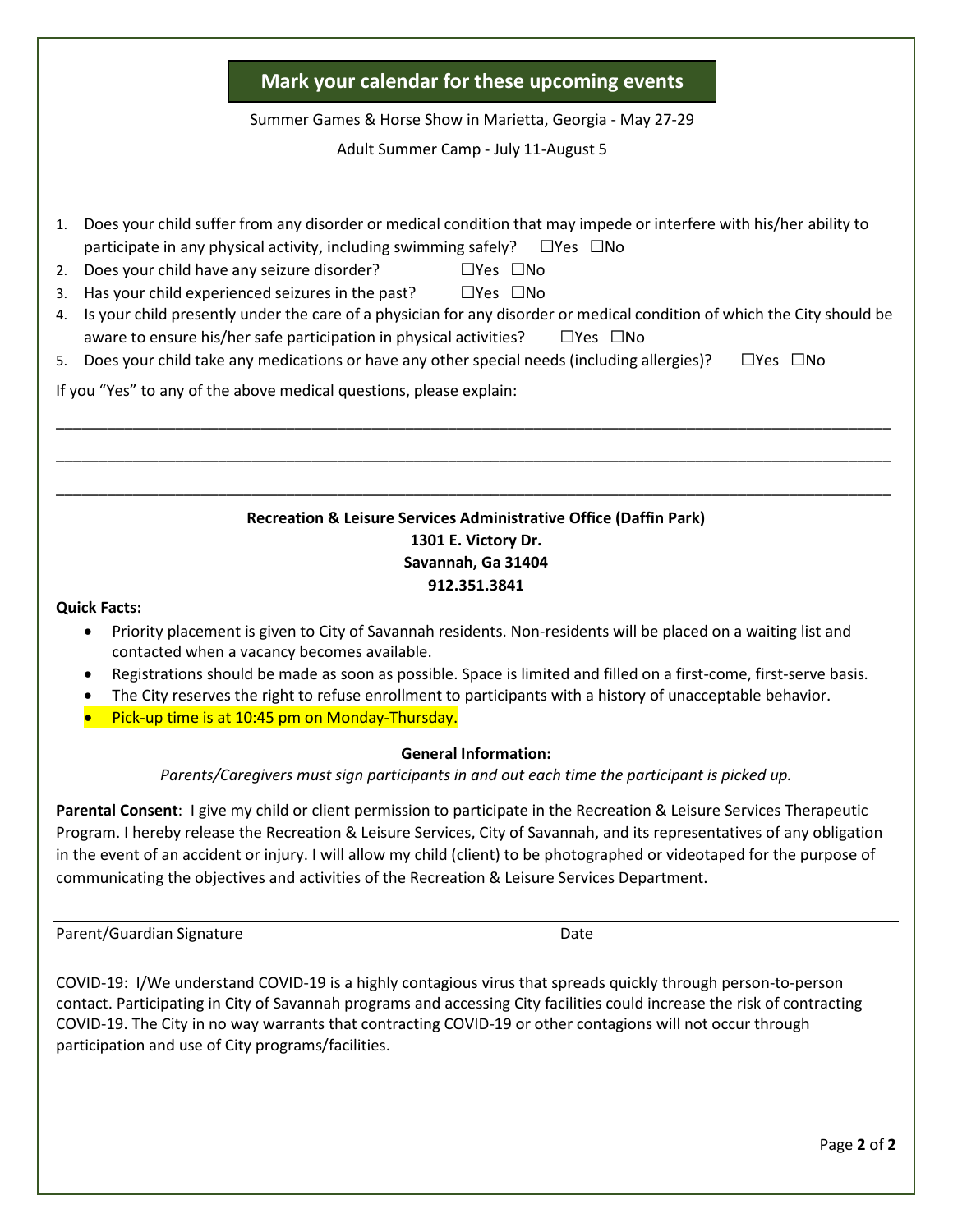## Mark your calendar for these upcoming events

Summer Games & Horse Show in Marietta, Georgia - May 27-29

Adult Summer Camp - July 11-August 5

1. Does your child suffer from any disorder or medical condition that may impede or interfere with his/her ability to participate in any physical activity, including swimming safely? ☐Yes ☐No
2. Does your child have any seizure disorder? ☐Yes ☐No
3. Has your child experienced seizures in the past? ☐Yes ☐No
4. Is your child presently under the care of a physician for any disorder or medical condition of which the City should be aware to ensure his/her safe participation in physical activities? ☐Yes ☐No
5. Does your child take any medications or have any other special needs (including allergies)? ☐Yes ☐No

If you "Yes" to any of the above medical questions, please explain:

_______________________________________________________________________________________________

_______________________________________________________________________________________________

_______________________________________________________________________________________________

**Recreation & Leisure Services Administrative Office (Daffin Park)**
**1301 E. Victory Dr.**
**Savannah, Ga 31404**
**912.351.3841**

**Quick Facts:**

- Priority placement is given to City of Savannah residents. Non-residents will be placed on a waiting list and contacted when a vacancy becomes available.
- Registrations should be made as soon as possible. Space is limited and filled on a first-come, first-serve basis.
- The City reserves the right to refuse enrollment to participants with a history of unacceptable behavior.
- Pick-up time is at 10:45 pm on Monday-Thursday.

**General Information:**

*Parents/Caregivers must sign participants in and out each time the participant is picked up.*

**Parental Consent**: I give my child or client permission to participate in the Recreation & Leisure Services Therapeutic Program. I hereby release the Recreation & Leisure Services, City of Savannah, and its representatives of any obligation in the event of an accident or injury. I will allow my child (client) to be photographed or videotaped for the purpose of communicating the objectives and activities of the Recreation & Leisure Services Department.

_______________________________________________________________________________________________

Parent/Guardian Signature                                                                 Date

COVID-19: I/We understand COVID-19 is a highly contagious virus that spreads quickly through person-to-person contact. Participating in City of Savannah programs and accessing City facilities could increase the risk of contracting COVID-19. The City in no way warrants that contracting COVID-19 or other contagions will not occur through participation and use of City programs/facilities.